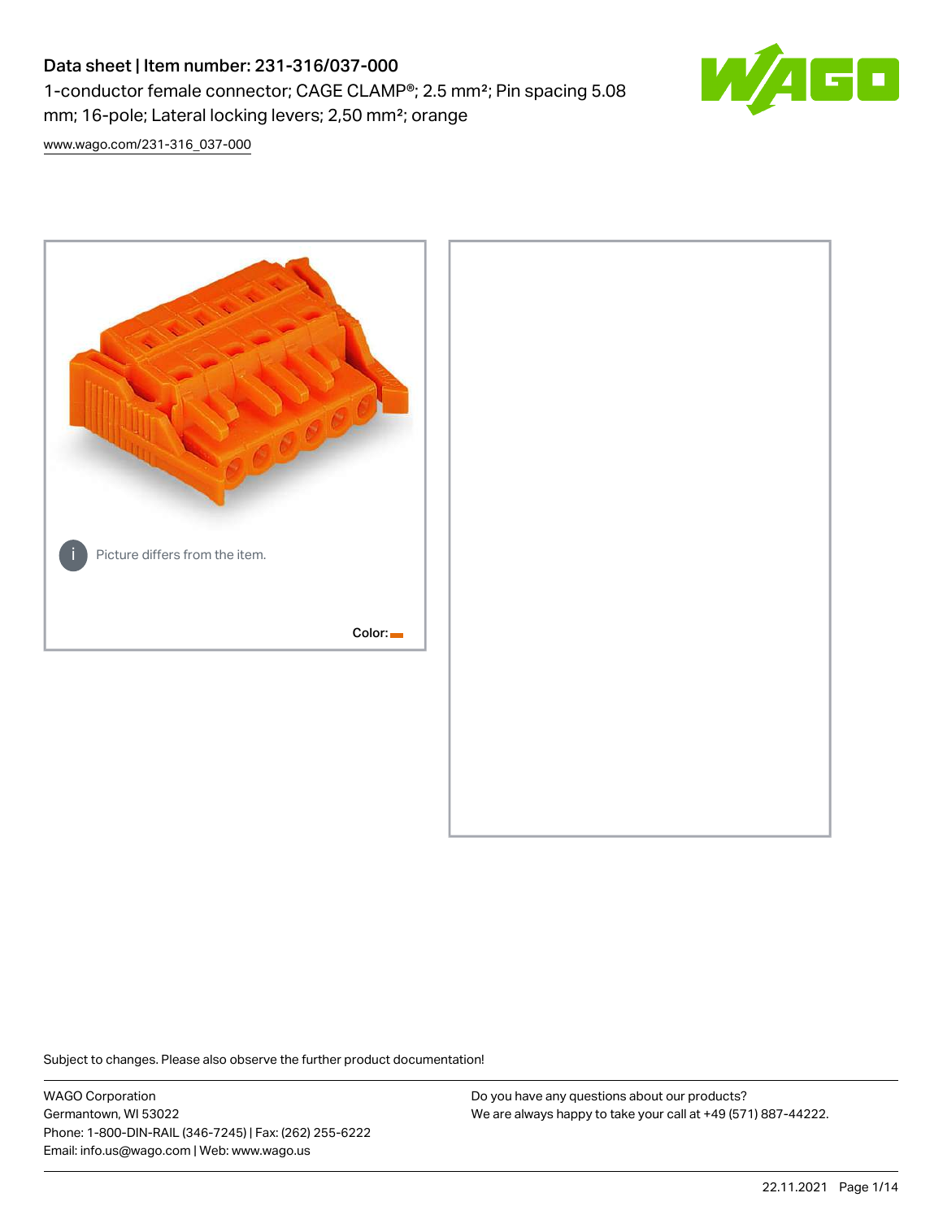# Data sheet | Item number: 231-316/037-000

1-conductor female connector; CAGE CLAMP®; 2.5 mm²; Pin spacing 5.08 mm; 16-pole; Lateral locking levers; 2,50 mm²; orange

www.wago.com/231-316_037-000

Picture differs from the item.

Color:

Subject to changes. Please also observe the further product documentation!

WAGO Corporation
Germantown, WI 53022
Phone: 1-800-DIN-RAIL (346-7245) | Fax: (262) 255-6222
Email: info.us@wago.com | Web: www.wago.us

Do you have any questions about our products?
We are always happy to take your call at +49 (571) 887-44222.

22.11.2021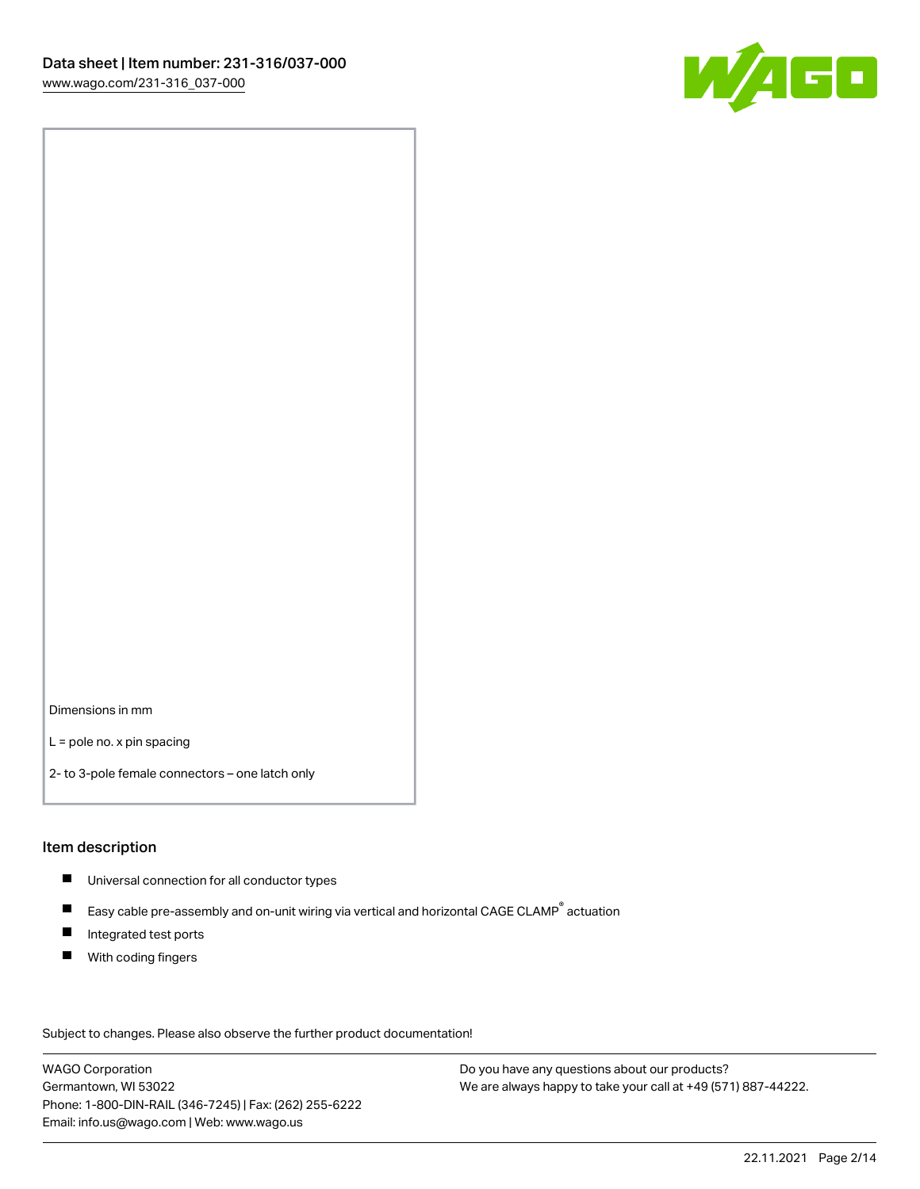Dimensions in mm

L = pole no. x pin spacing

2- to 3-pole female connectors – one latch only

## Item description

- Universal connection for all conductor types
- Easy cable pre-assembly and on-unit wiring via vertical and horizontal CAGE CLAMP® actuation
- Integrated test ports
- With coding fingers

Subject to changes. Please also observe the further product documentation!

WAGO Corporation
Germantown, WI 53022
Phone: 1-800-DIN-RAIL (346-7245) | Fax: (262) 255-6222
Email: info.us@wago.com | Web: www.wago.us

Do you have any questions about our products?
We are always happy to take your call at +49 (571) 887-44222.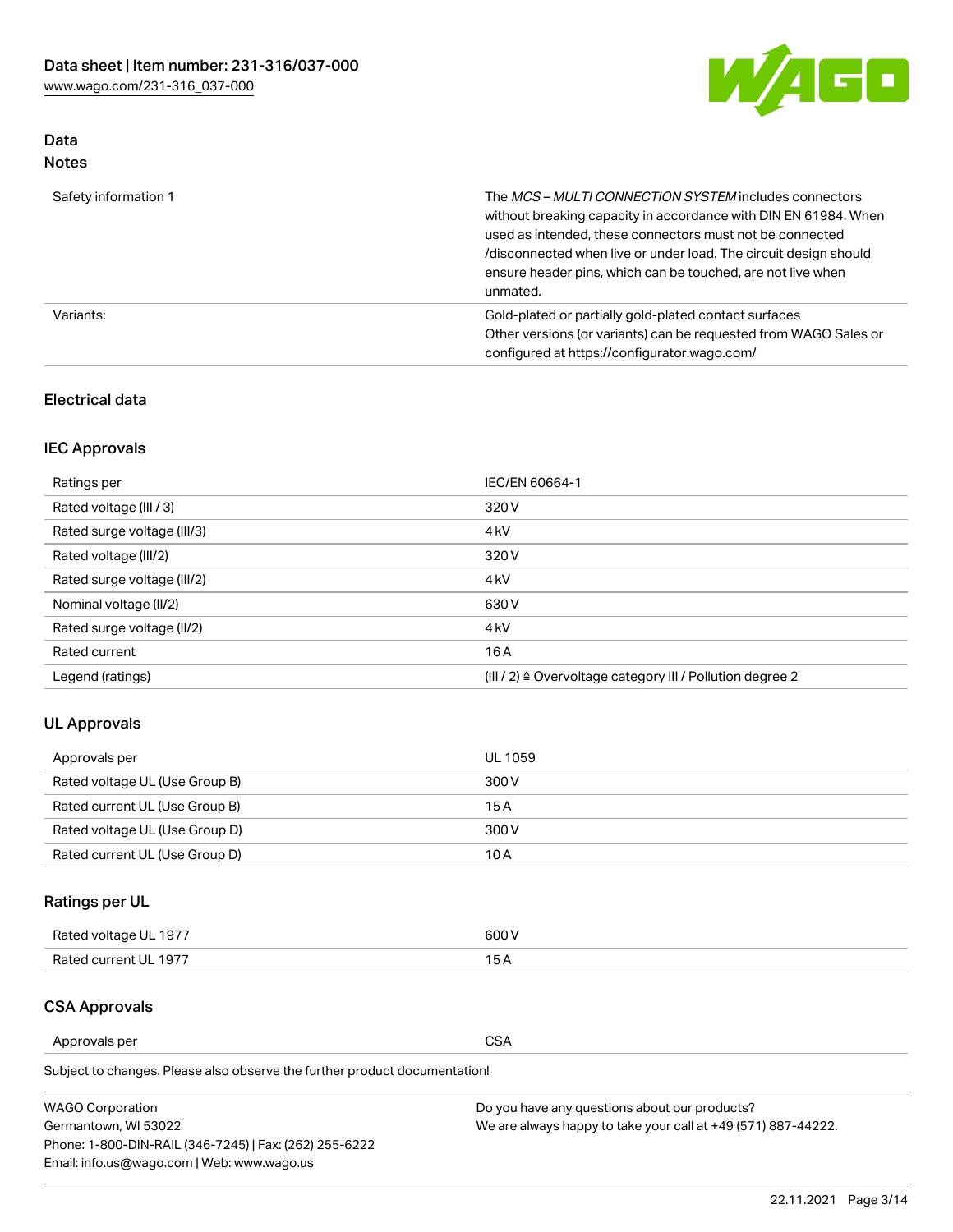## Data

### Notes

| | |
|---|---|
| Safety information 1 | The *MCS – MULTI CONNECTION SYSTEM* includes connectors without breaking capacity in accordance with DIN EN 61984. When used as intended, these connectors must not be connected /disconnected when live or under load. The circuit design should ensure header pins, which can be touched, are not live when unmated. |
| Variants: | Gold-plated or partially gold-plated contact surfaces<br>Other versions (or variants) can be requested from WAGO Sales or configured at https://configurator.wago.com/ |

## Electrical data

### IEC Approvals

| | |
|---|---|
| Ratings per | IEC/EN 60664-1 |
| Rated voltage (III / 3) | 320 V |
| Rated surge voltage (III/3) | 4 kV |
| Rated voltage (III/2) | 320 V |
| Rated surge voltage (III/2) | 4 kV |
| Nominal voltage (II/2) | 630 V |
| Rated surge voltage (II/2) | 4 kV |
| Rated current | 16 A |
| Legend (ratings) | (III / 2) ≙ Overvoltage category III / Pollution degree 2 |

### UL Approvals

| | |
|---|---|
| Approvals per | UL 1059 |
| Rated voltage UL (Use Group B) | 300 V |
| Rated current UL (Use Group B) | 15 A |
| Rated voltage UL (Use Group D) | 300 V |
| Rated current UL (Use Group D) | 10 A |

### Ratings per UL

| | |
|---|---|
| Rated voltage UL 1977 | 600 V |
| Rated current UL 1977 | 15 A |

### CSA Approvals

| | |
|---|---|
| Approvals per | CSA |

Subject to changes. Please also observe the further product documentation!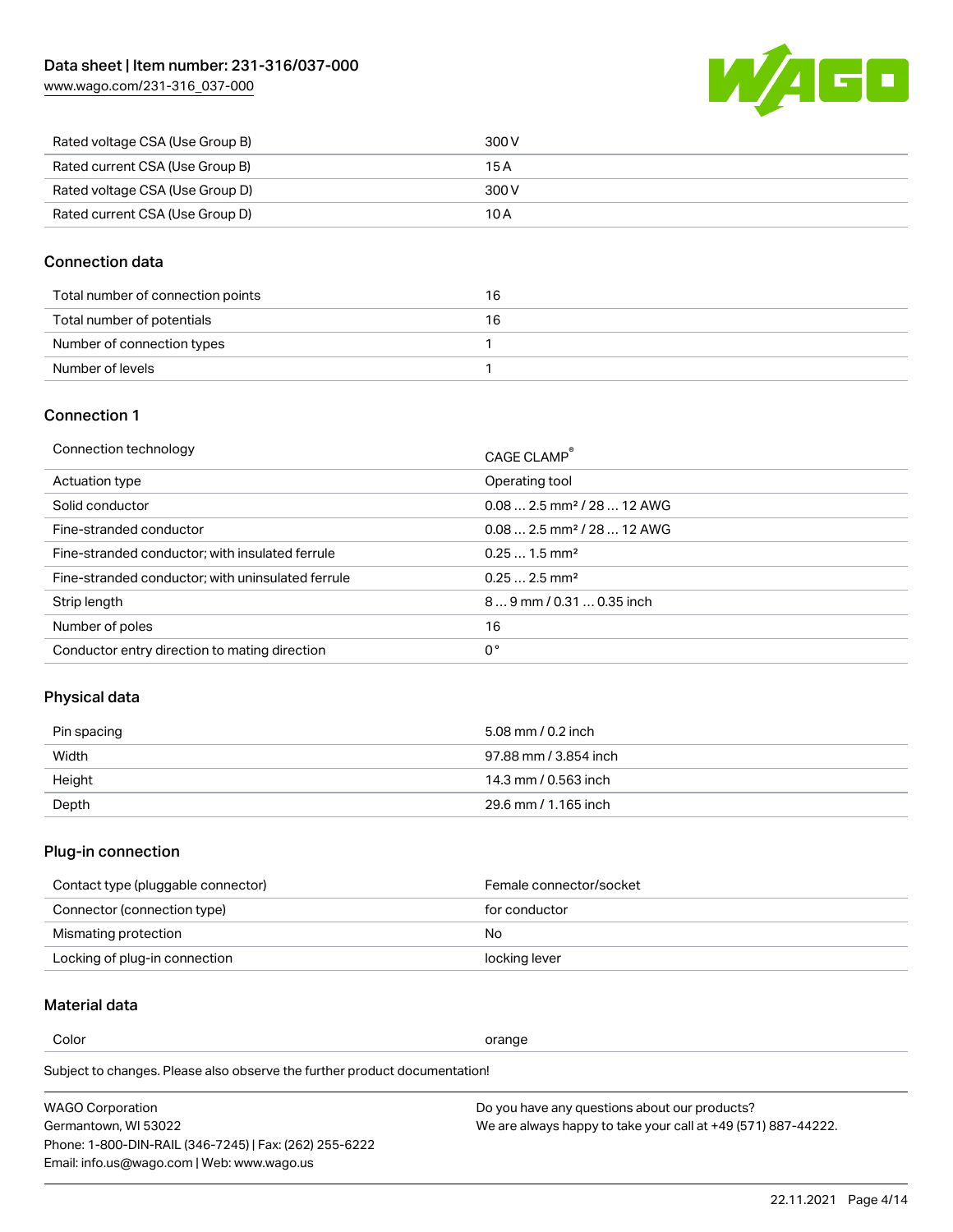| | |
|---|---|
| Rated voltage CSA (Use Group B) | 300 V |
| Rated current CSA (Use Group B) | 15 A |
| Rated voltage CSA (Use Group D) | 300 V |
| Rated current CSA (Use Group D) | 10 A |

## Connection data

| | |
|---|---|
| Total number of connection points | 16 |
| Total number of potentials | 16 |
| Number of connection types | 1 |
| Number of levels | 1 |

## Connection 1

| | |
|---|---|
| Connection technology | CAGE CLAMP® |
| Actuation type | Operating tool |
| Solid conductor | 0.08 … 2.5 mm² / 28 … 12 AWG |
| Fine-stranded conductor | 0.08 … 2.5 mm² / 28 … 12 AWG |
| Fine-stranded conductor; with insulated ferrule | 0.25 … 1.5 mm² |
| Fine-stranded conductor; with uninsulated ferrule | 0.25 … 2.5 mm² |
| Strip length | 8 … 9 mm / 0.31 … 0.35 inch |
| Number of poles | 16 |
| Conductor entry direction to mating direction | 0° |

## Physical data

| | |
|---|---|
| Pin spacing | 5.08 mm / 0.2 inch |
| Width | 97.88 mm / 3.854 inch |
| Height | 14.3 mm / 0.563 inch |
| Depth | 29.6 mm / 1.165 inch |

## Plug-in connection

| | |
|---|---|
| Contact type (pluggable connector) | Female connector/socket |
| Connector (connection type) | for conductor |
| Mismating protection | No |
| Locking of plug-in connection | locking lever |

## Material data

| | |
|---|---|
| Color | orange |

Subject to changes. Please also observe the further product documentation!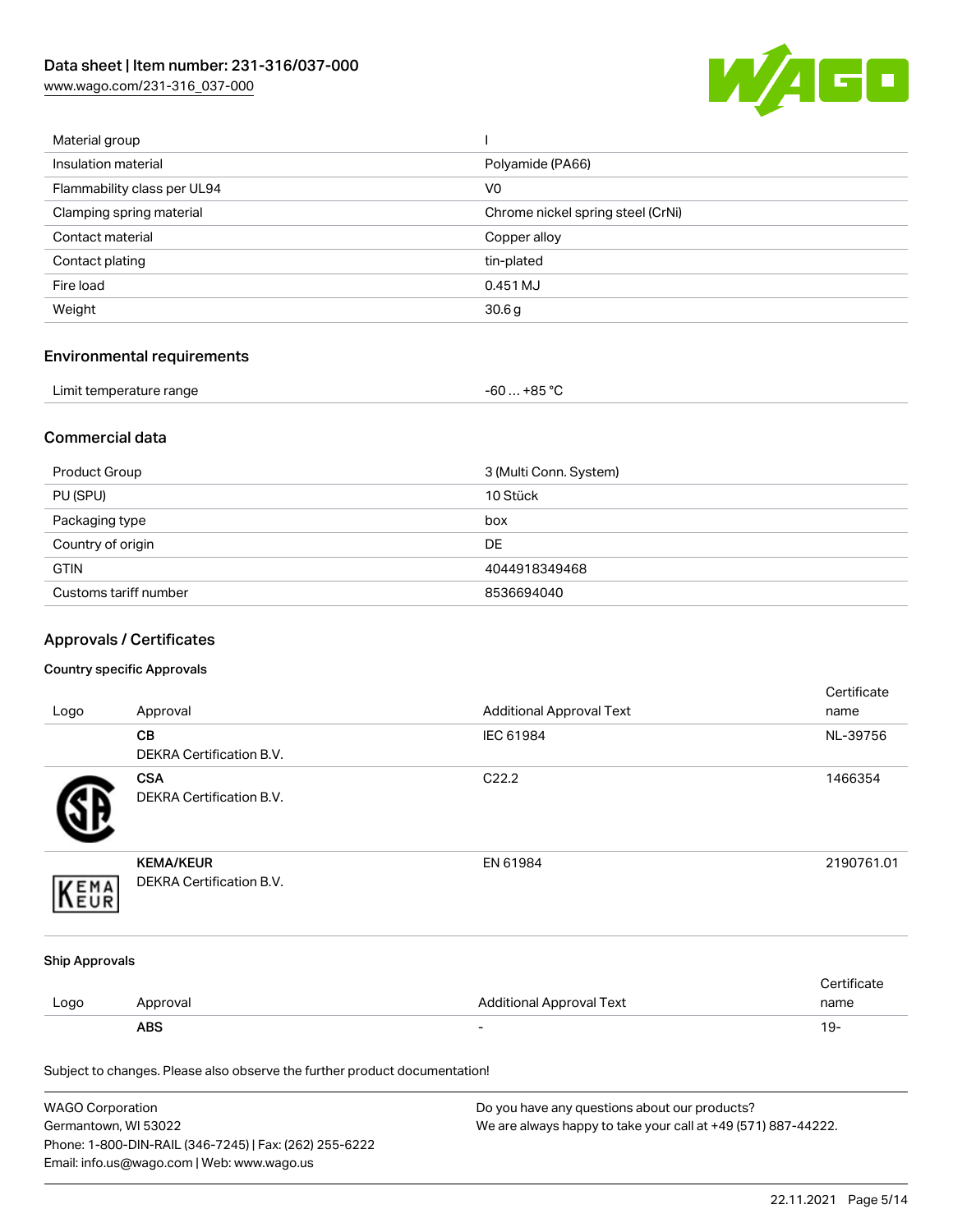| Material group | I |
| --- | --- |
| Insulation material | Polyamide (PA66) |
| Flammability class per UL94 | V0 |
| Clamping spring material | Chrome nickel spring steel (CrNi) |
| Contact material | Copper alloy |
| Contact plating | tin-plated |
| Fire load | 0.451 MJ |
| Weight | 30.6 g |

## Environmental requirements

| Limit temperature range | -60 … +85 °C |
| --- | --- |

## Commercial data

| Product Group | 3 (Multi Conn. System) |
| --- | --- |
| PU (SPU) | 10 Stück |
| Packaging type | box |
| Country of origin | DE |
| GTIN | 4044918349468 |
| Customs tariff number | 8536694040 |

## Approvals / Certificates

### Country specific Approvals

| Logo | Approval | Additional Approval Text | Certificate name |
| --- | --- | --- | --- |
| | **CB** DEKRA Certification B.V. | IEC 61984 | NL-39756 |
| | **CSA** DEKRA Certification B.V. | C22.2 | 1466354 |
| | **KEMA/KEUR** DEKRA Certification B.V. | EN 61984 | 2190761.01 |

### Ship Approvals

| Logo | Approval | Additional Approval Text | Certificate name |
| --- | --- | --- | --- |
| | **ABS** | - | 19- |

Subject to changes. Please also observe the further product documentation!

WAGO Corporation
Germantown, WI 53022
Phone: 1-800-DIN-RAIL (346-7245) | Fax: (262) 255-6222
Email: info.us@wago.com | Web: www.wago.us

Do you have any questions about our products?
We are always happy to take your call at +49 (571) 887-44222.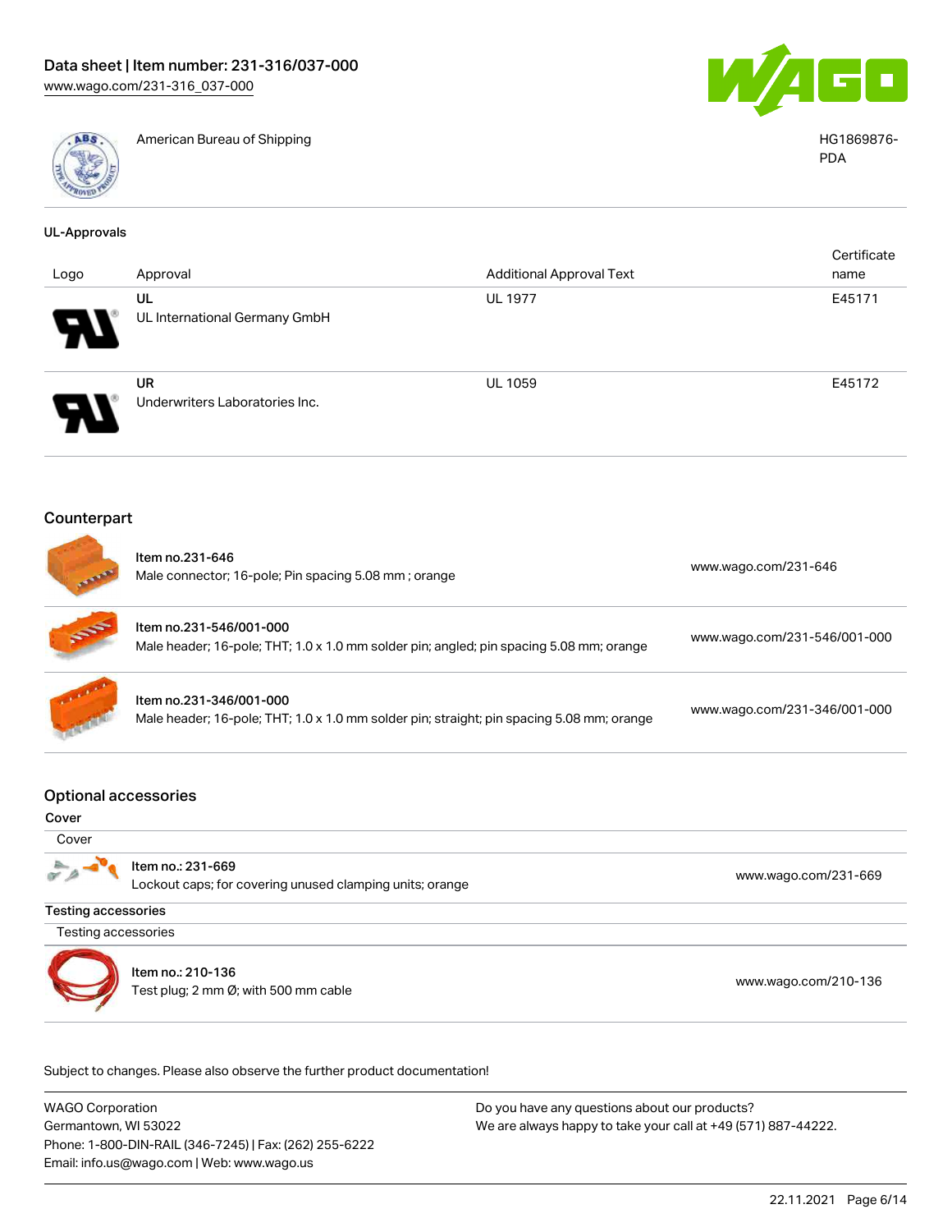| | American Bureau of Shipping | HG1869876-PDA |
|---|---|---|

## UL-Approvals

| Logo | Approval | Additional Approval Text | Certificate name |
|---|---|---|---|
| | UL<br>UL International Germany GmbH | UL 1977 | E45171 |
| | UR<br>Underwriters Laboratories Inc. | UL 1059 | E45172 |

## Counterpart

| | | |
|---|---|---|
| | Item no.231-646<br>Male connector; 16-pole; Pin spacing 5.08 mm ; orange | www.wago.com/231-646 |
| | Item no.231-546/001-000<br>Male header; 16-pole; THT; 1.0 x 1.0 mm solder pin; angled; pin spacing 5.08 mm; orange | www.wago.com/231-546/001-000 |
| | Item no.231-346/001-000<br>Male header; 16-pole; THT; 1.0 x 1.0 mm solder pin; straight; pin spacing 5.08 mm; orange | www.wago.com/231-346/001-000 |

## Optional accessories

**Cover**

| Cover | | |
|---|---|---|
| | Item no.: 231-669<br>Lockout caps; for covering unused clamping units; orange | www.wago.com/231-669 |

**Testing accessories**

| Testing accessories | | |
|---|---|---|
| | Item no.: 210-136<br>Test plug; 2 mm Ø; with 500 mm cable | www.wago.com/210-136 |

Subject to changes. Please also observe the further product documentation!

WAGO Corporation
Germantown, WI 53022
Phone: 1-800-DIN-RAIL (346-7245) | Fax: (262) 255-6222
Email: info.us@wago.com | Web: www.wago.us

Do you have any questions about our products?
We are always happy to take your call at +49 (571) 887-44222.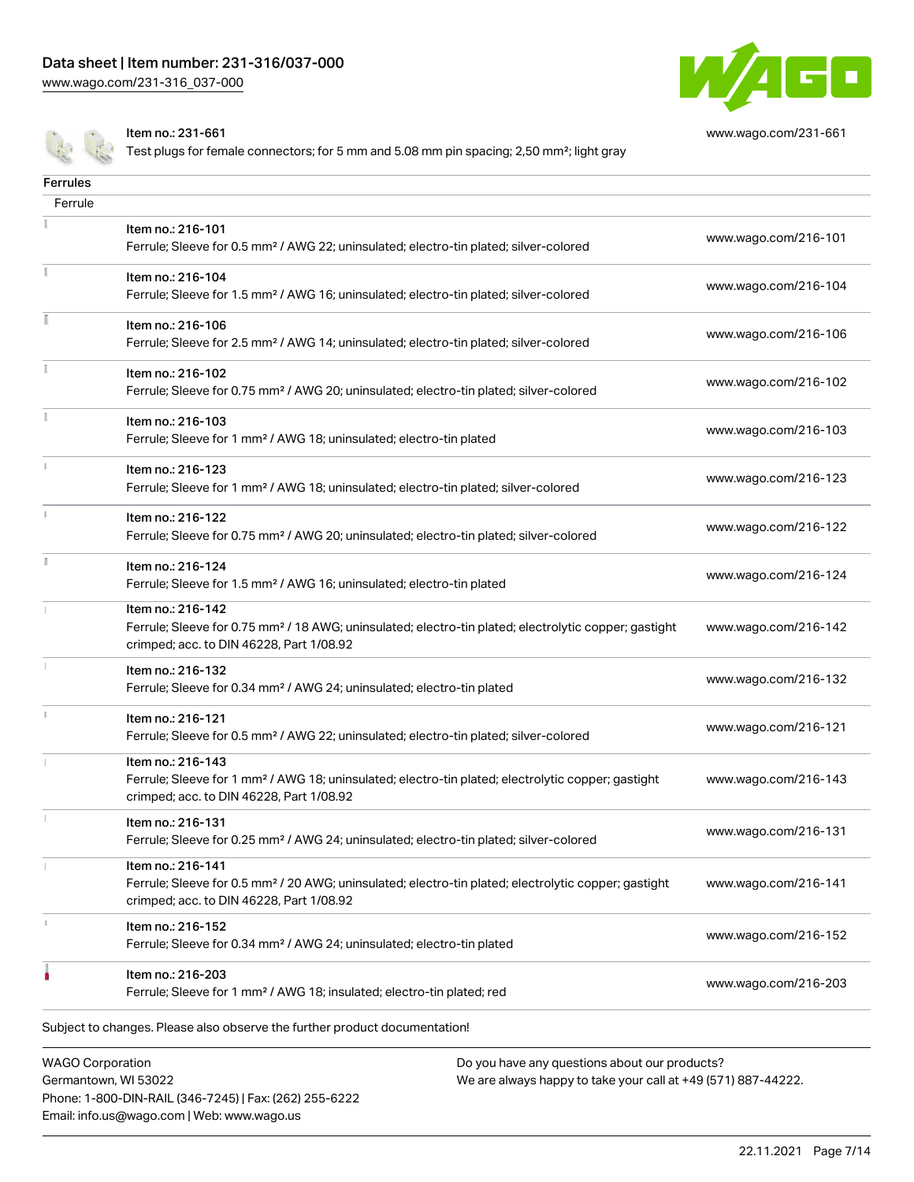| | | |
|---|---|---|
| | Item no.: 231-661<br>Test plugs for female connectors; for 5 mm and 5.08 mm pin spacing; 2,50 mm²; light gray | www.wago.com/231-661 |

## Ferrules

| Ferrule | | |
|---|---|---|
| | Item no.: 216-101<br>Ferrule; Sleeve for 0.5 mm² / AWG 22; uninsulated; electro-tin plated; silver-colored | www.wago.com/216-101 |
| | Item no.: 216-104<br>Ferrule; Sleeve for 1.5 mm² / AWG 16; uninsulated; electro-tin plated; silver-colored | www.wago.com/216-104 |
| | Item no.: 216-106<br>Ferrule; Sleeve for 2.5 mm² / AWG 14; uninsulated; electro-tin plated; silver-colored | www.wago.com/216-106 |
| | Item no.: 216-102<br>Ferrule; Sleeve for 0.75 mm² / AWG 20; uninsulated; electro-tin plated; silver-colored | www.wago.com/216-102 |
| | Item no.: 216-103<br>Ferrule; Sleeve for 1 mm² / AWG 18; uninsulated; electro-tin plated | www.wago.com/216-103 |
| | Item no.: 216-123<br>Ferrule; Sleeve for 1 mm² / AWG 18; uninsulated; electro-tin plated; silver-colored | www.wago.com/216-123 |
| | Item no.: 216-122<br>Ferrule; Sleeve for 0.75 mm² / AWG 20; uninsulated; electro-tin plated; silver-colored | www.wago.com/216-122 |
| | Item no.: 216-124<br>Ferrule; Sleeve for 1.5 mm² / AWG 16; uninsulated; electro-tin plated | www.wago.com/216-124 |
| | Item no.: 216-142<br>Ferrule; Sleeve for 0.75 mm² / 18 AWG; uninsulated; electro-tin plated; electrolytic copper; gastight crimped; acc. to DIN 46228, Part 1/08.92 | www.wago.com/216-142 |
| | Item no.: 216-132<br>Ferrule; Sleeve for 0.34 mm² / AWG 24; uninsulated; electro-tin plated | www.wago.com/216-132 |
| | Item no.: 216-121<br>Ferrule; Sleeve for 0.5 mm² / AWG 22; uninsulated; electro-tin plated; silver-colored | www.wago.com/216-121 |
| | Item no.: 216-143<br>Ferrule; Sleeve for 1 mm² / AWG 18; uninsulated; electro-tin plated; electrolytic copper; gastight crimped; acc. to DIN 46228, Part 1/08.92 | www.wago.com/216-143 |
| | Item no.: 216-131<br>Ferrule; Sleeve for 0.25 mm² / AWG 24; uninsulated; electro-tin plated; silver-colored | www.wago.com/216-131 |
| | Item no.: 216-141<br>Ferrule; Sleeve for 0.5 mm² / 20 AWG; uninsulated; electro-tin plated; electrolytic copper; gastight crimped; acc. to DIN 46228, Part 1/08.92 | www.wago.com/216-141 |
| | Item no.: 216-152<br>Ferrule; Sleeve for 0.34 mm² / AWG 24; uninsulated; electro-tin plated | www.wago.com/216-152 |
| | Item no.: 216-203<br>Ferrule; Sleeve for 1 mm² / AWG 18; insulated; electro-tin plated; red | www.wago.com/216-203 |

Subject to changes. Please also observe the further product documentation!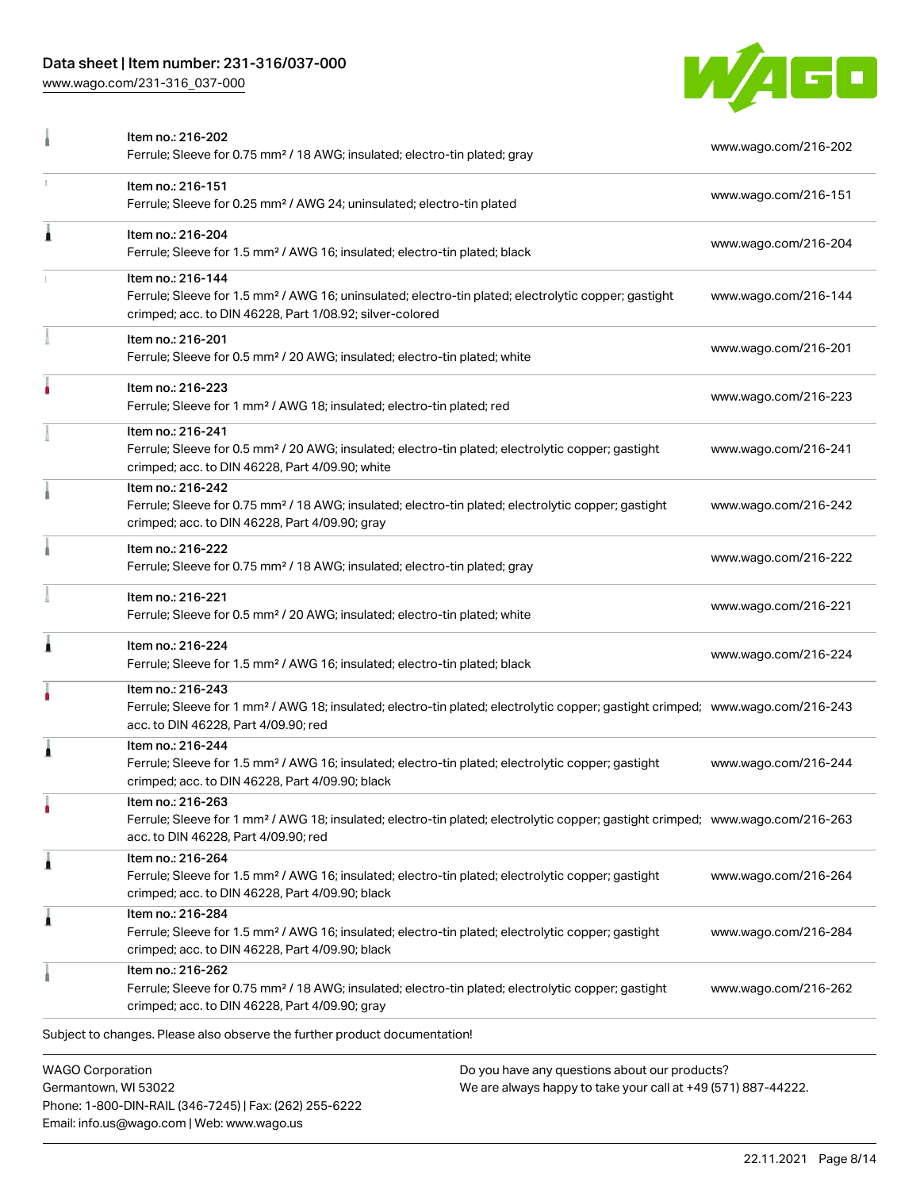| Item | Description | Link |
| --- | --- | --- |
| Item no.: 216-202 | Ferrule; Sleeve for 0.75 mm² / 18 AWG; insulated; electro-tin plated; gray | www.wago.com/216-202 |
| Item no.: 216-151 | Ferrule; Sleeve for 0.25 mm² / AWG 24; uninsulated; electro-tin plated | www.wago.com/216-151 |
| Item no.: 216-204 | Ferrule; Sleeve for 1.5 mm² / AWG 16; insulated; electro-tin plated; black | www.wago.com/216-204 |
| Item no.: 216-144 | Ferrule; Sleeve for 1.5 mm² / AWG 16; uninsulated; electro-tin plated; electrolytic copper; gastight crimped; acc. to DIN 46228, Part 1/08.92; silver-colored | www.wago.com/216-144 |
| Item no.: 216-201 | Ferrule; Sleeve for 0.5 mm² / 20 AWG; insulated; electro-tin plated; white | www.wago.com/216-201 |
| Item no.: 216-223 | Ferrule; Sleeve for 1 mm² / AWG 18; insulated; electro-tin plated; red | www.wago.com/216-223 |
| Item no.: 216-241 | Ferrule; Sleeve for 0.5 mm² / 20 AWG; insulated; electro-tin plated; electrolytic copper; gastight crimped; acc. to DIN 46228, Part 4/09.90; white | www.wago.com/216-241 |
| Item no.: 216-242 | Ferrule; Sleeve for 0.75 mm² / 18 AWG; insulated; electro-tin plated; electrolytic copper; gastight crimped; acc. to DIN 46228, Part 4/09.90; gray | www.wago.com/216-242 |
| Item no.: 216-222 | Ferrule; Sleeve for 0.75 mm² / 18 AWG; insulated; electro-tin plated; gray | www.wago.com/216-222 |
| Item no.: 216-221 | Ferrule; Sleeve for 0.5 mm² / 20 AWG; insulated; electro-tin plated; white | www.wago.com/216-221 |
| Item no.: 216-224 | Ferrule; Sleeve for 1.5 mm² / AWG 16; insulated; electro-tin plated; black | www.wago.com/216-224 |
| Item no.: 216-243 | Ferrule; Sleeve for 1 mm² / AWG 18; insulated; electro-tin plated; electrolytic copper; gastight crimped; acc. to DIN 46228, Part 4/09.90; red | www.wago.com/216-243 |
| Item no.: 216-244 | Ferrule; Sleeve for 1.5 mm² / AWG 16; insulated; electro-tin plated; electrolytic copper; gastight crimped; acc. to DIN 46228, Part 4/09.90; black | www.wago.com/216-244 |
| Item no.: 216-263 | Ferrule; Sleeve for 1 mm² / AWG 18; insulated; electro-tin plated; electrolytic copper; gastight crimped; acc. to DIN 46228, Part 4/09.90; red | www.wago.com/216-263 |
| Item no.: 216-264 | Ferrule; Sleeve for 1.5 mm² / AWG 16; insulated; electro-tin plated; electrolytic copper; gastight crimped; acc. to DIN 46228, Part 4/09.90; black | www.wago.com/216-264 |
| Item no.: 216-284 | Ferrule; Sleeve for 1.5 mm² / AWG 16; insulated; electro-tin plated; electrolytic copper; gastight crimped; acc. to DIN 46228, Part 4/09.90; black | www.wago.com/216-284 |
| Item no.: 216-262 | Ferrule; Sleeve for 0.75 mm² / 18 AWG; insulated; electro-tin plated; electrolytic copper; gastight crimped; acc. to DIN 46228, Part 4/09.90; gray | www.wago.com/216-262 |

Subject to changes. Please also observe the further product documentation!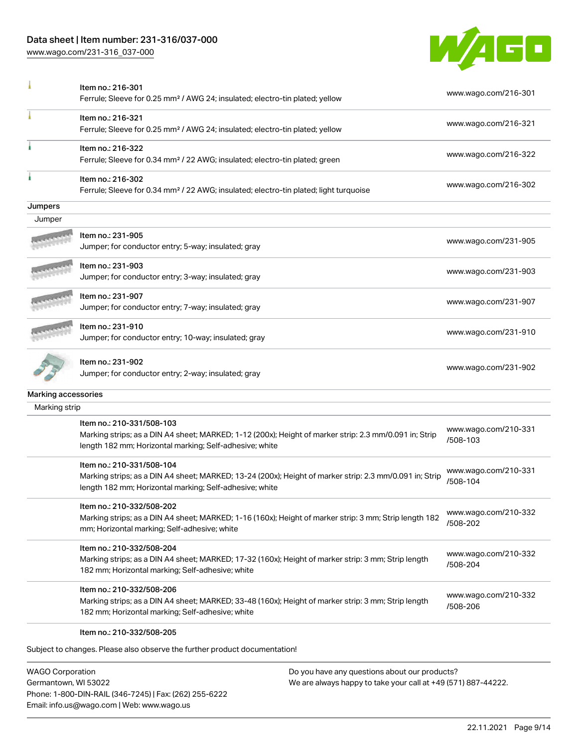| | | |
|---|---|---|
| | Item no.: 216-301<br>Ferrule; Sleeve for 0.25 mm² / AWG 24; insulated; electro-tin plated; yellow | www.wago.com/216-301 |
| | Item no.: 216-321<br>Ferrule; Sleeve for 0.25 mm² / AWG 24; insulated; electro-tin plated; yellow | www.wago.com/216-321 |
| | Item no.: 216-322<br>Ferrule; Sleeve for 0.34 mm² / 22 AWG; insulated; electro-tin plated; green | www.wago.com/216-322 |
| | Item no.: 216-302<br>Ferrule; Sleeve for 0.34 mm² / 22 AWG; insulated; electro-tin plated; light turquoise | www.wago.com/216-302 |

**Jumpers**

Jumper

| | | |
|---|---|---|
| | Item no.: 231-905<br>Jumper; for conductor entry; 5-way; insulated; gray | www.wago.com/231-905 |
| | Item no.: 231-903<br>Jumper; for conductor entry; 3-way; insulated; gray | www.wago.com/231-903 |
| | Item no.: 231-907<br>Jumper; for conductor entry; 7-way; insulated; gray | www.wago.com/231-907 |
| | Item no.: 231-910<br>Jumper; for conductor entry; 10-way; insulated; gray | www.wago.com/231-910 |
| | Item no.: 231-902<br>Jumper; for conductor entry; 2-way; insulated; gray | www.wago.com/231-902 |

**Marking accessories**

Marking strip

| | | |
|---|---|---|
| | Item no.: 210-331/508-103<br>Marking strips; as a DIN A4 sheet; MARKED; 1-12 (200x); Height of marker strip: 2.3 mm/0.091 in; Strip length 182 mm; Horizontal marking; Self-adhesive; white | www.wago.com/210-331/508-103 |
| | Item no.: 210-331/508-104<br>Marking strips; as a DIN A4 sheet; MARKED; 13-24 (200x); Height of marker strip: 2.3 mm/0.091 in; Strip length 182 mm; Horizontal marking; Self-adhesive; white | www.wago.com/210-331/508-104 |
| | Item no.: 210-332/508-202<br>Marking strips; as a DIN A4 sheet; MARKED; 1-16 (160x); Height of marker strip: 3 mm; Strip length 182 mm; Horizontal marking; Self-adhesive; white | www.wago.com/210-332/508-202 |
| | Item no.: 210-332/508-204<br>Marking strips; as a DIN A4 sheet; MARKED; 17-32 (160x); Height of marker strip: 3 mm; Strip length 182 mm; Horizontal marking; Self-adhesive; white | www.wago.com/210-332/508-204 |
| | Item no.: 210-332/508-206<br>Marking strips; as a DIN A4 sheet; MARKED; 33-48 (160x); Height of marker strip: 3 mm; Strip length 182 mm; Horizontal marking; Self-adhesive; white | www.wago.com/210-332/508-206 |
| | Item no.: 210-332/508-205 | |

Subject to changes. Please also observe the further product documentation!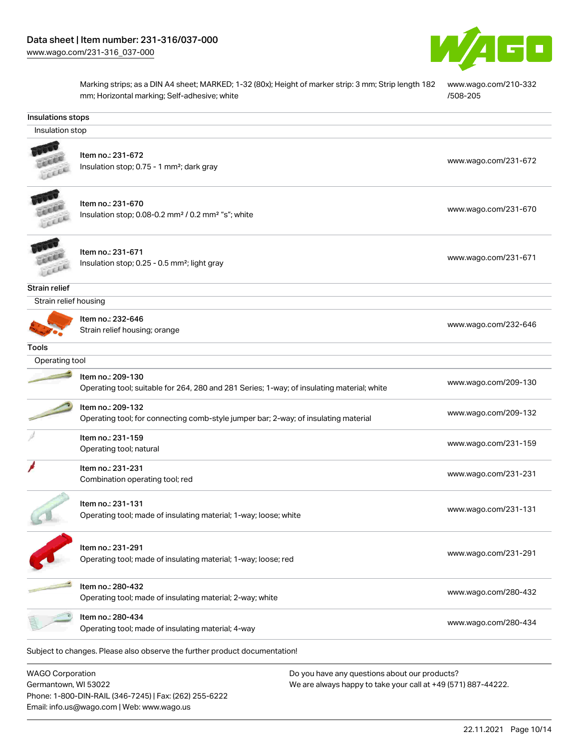| | |
|---|---|
| Marking strips; as a DIN A4 sheet; MARKED; 1-32 (80x); Height of marker strip: 3 mm; Strip length 182 mm; Horizontal marking; Self-adhesive; white | www.wago.com/210-332/508-205 |

## Insulations stops

### Insulation stop

| | |
|---|---|
| Item no.: 231-672<br>Insulation stop; 0.75 - 1 mm²; dark gray | www.wago.com/231-672 |
| Item no.: 231-670<br>Insulation stop; 0.08-0.2 mm² / 0.2 mm² "s"; white | www.wago.com/231-670 |
| Item no.: 231-671<br>Insulation stop; 0.25 - 0.5 mm²; light gray | www.wago.com/231-671 |

## Strain relief

### Strain relief housing

| | |
|---|---|
| Item no.: 232-646<br>Strain relief housing; orange | www.wago.com/232-646 |

## Tools

### Operating tool

| | |
|---|---|
| Item no.: 209-130<br>Operating tool; suitable for 264, 280 and 281 Series; 1-way; of insulating material; white | www.wago.com/209-130 |
| Item no.: 209-132<br>Operating tool; for connecting comb-style jumper bar; 2-way; of insulating material | www.wago.com/209-132 |
| Item no.: 231-159<br>Operating tool; natural | www.wago.com/231-159 |
| Item no.: 231-231<br>Combination operating tool; red | www.wago.com/231-231 |
| Item no.: 231-131<br>Operating tool; made of insulating material; 1-way; loose; white | www.wago.com/231-131 |
| Item no.: 231-291<br>Operating tool; made of insulating material; 1-way; loose; red | www.wago.com/231-291 |
| Item no.: 280-432<br>Operating tool; made of insulating material; 2-way; white | www.wago.com/280-432 |
| Item no.: 280-434<br>Operating tool; made of insulating material; 4-way | www.wago.com/280-434 |

Subject to changes. Please also observe the further product documentation!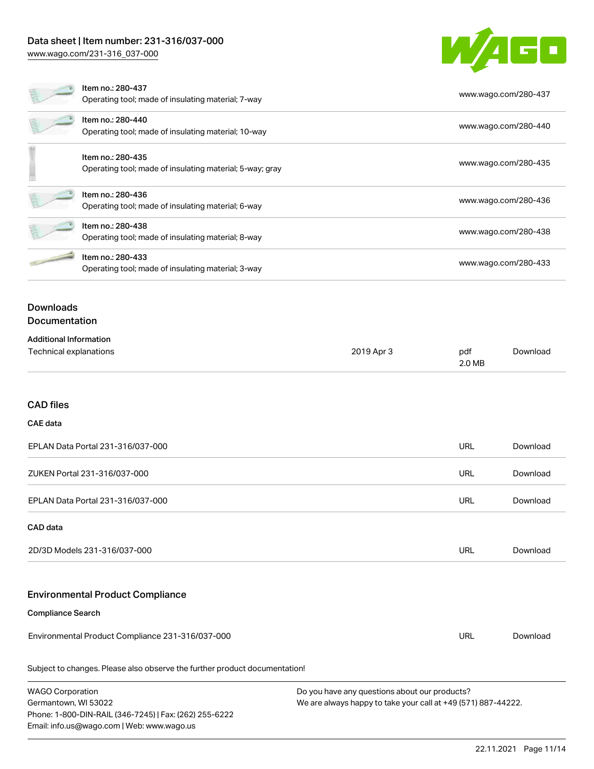| Item | Link |
| --- | --- |
| Item no.: 280-437<br>Operating tool; made of insulating material; 7-way | www.wago.com/280-437 |
| Item no.: 280-440<br>Operating tool; made of insulating material; 10-way | www.wago.com/280-440 |
| Item no.: 280-435<br>Operating tool; made of insulating material; 5-way; gray | www.wago.com/280-435 |
| Item no.: 280-436<br>Operating tool; made of insulating material; 6-way | www.wago.com/280-436 |
| Item no.: 280-438<br>Operating tool; made of insulating material; 8-way | www.wago.com/280-438 |
| Item no.: 280-433<br>Operating tool; made of insulating material; 3-way | www.wago.com/280-433 |

## Downloads

### Documentation

**Additional Information**

| | | | |
| --- | --- | --- | --- |
| Technical explanations | 2019 Apr 3 | pdf<br>2.0 MB | Download |

### CAD files

**CAE data**

| | | |
| --- | --- | --- |
| EPLAN Data Portal 231-316/037-000 | URL | Download |
| ZUKEN Portal 231-316/037-000 | URL | Download |
| EPLAN Data Portal 231-316/037-000 | URL | Download |

**CAD data**

| | | |
| --- | --- | --- |
| 2D/3D Models 231-316/037-000 | URL | Download |

### Environmental Product Compliance

**Compliance Search**

| | | |
| --- | --- | --- |
| Environmental Product Compliance 231-316/037-000 | URL | Download |

Subject to changes. Please also observe the further product documentation!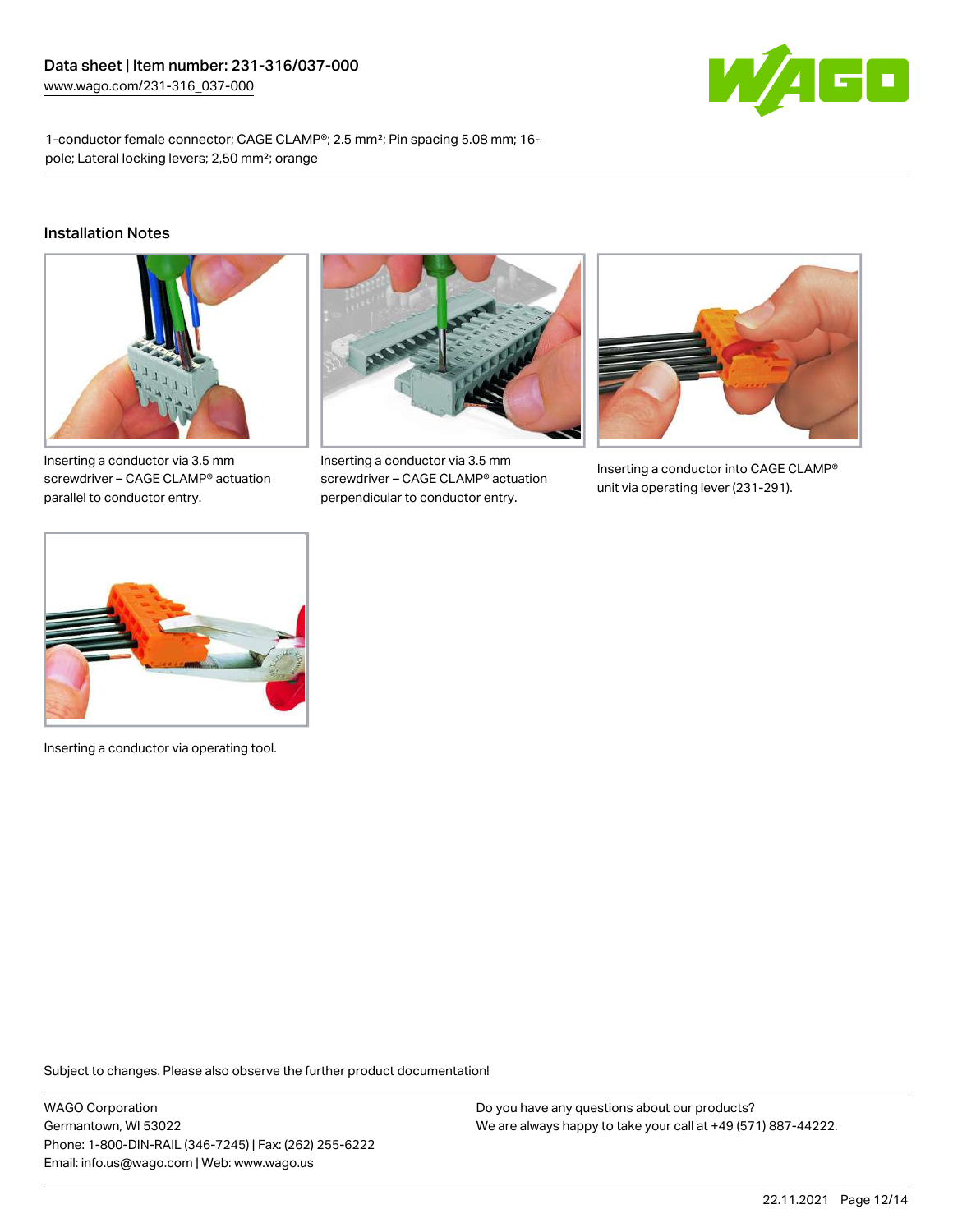# Data sheet | Item number: 231-316/037-000

www.wago.com/231-316_037-000

1-conductor female connector; CAGE CLAMP®; 2.5 mm²; Pin spacing 5.08 mm; 16-pole; Lateral locking levers; 2,50 mm²; orange

## Installation Notes

Inserting a conductor via 3.5 mm screwdriver – CAGE CLAMP® actuation parallel to conductor entry.

Inserting a conductor via 3.5 mm screwdriver – CAGE CLAMP® actuation perpendicular to conductor entry.

Inserting a conductor into CAGE CLAMP® unit via operating lever (231-291).

Inserting a conductor via operating tool.

Subject to changes. Please also observe the further product documentation!

WAGO Corporation
Germantown, WI 53022
Phone: 1-800-DIN-RAIL (346-7245) | Fax: (262) 255-6222
Email: info.us@wago.com | Web: www.wago.us

Do you have any questions about our products?
We are always happy to take your call at +49 (571) 887-44222.

22.11.2021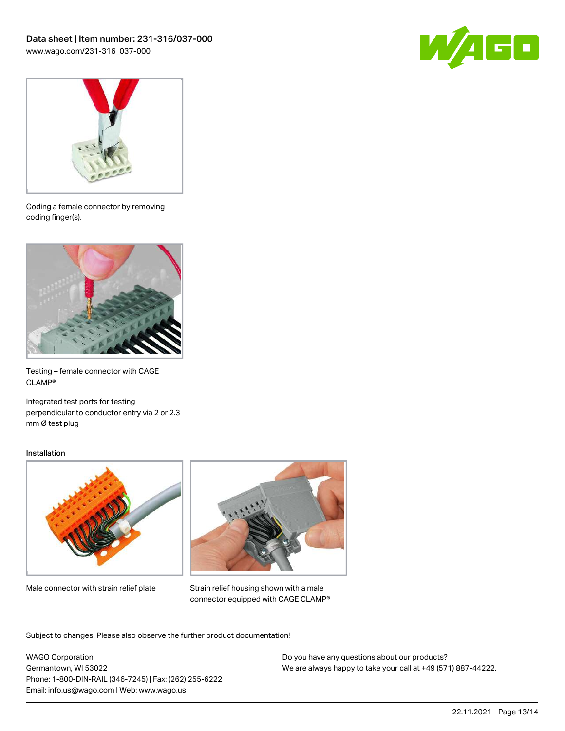Coding a female connector by removing coding finger(s).

Testing – female connector with CAGE CLAMP®

Integrated test ports for testing perpendicular to conductor entry via 2 or 2.3 mm Ø test plug

Installation

Male connector with strain relief plate

Strain relief housing shown with a male connector equipped with CAGE CLAMP®

Subject to changes. Please also observe the further product documentation!

WAGO Corporation
Germantown, WI 53022
Phone: 1-800-DIN-RAIL (346-7245) | Fax: (262) 255-6222
Email: info.us@wago.com | Web: www.wago.us

Do you have any questions about our products?
We are always happy to take your call at +49 (571) 887-44222.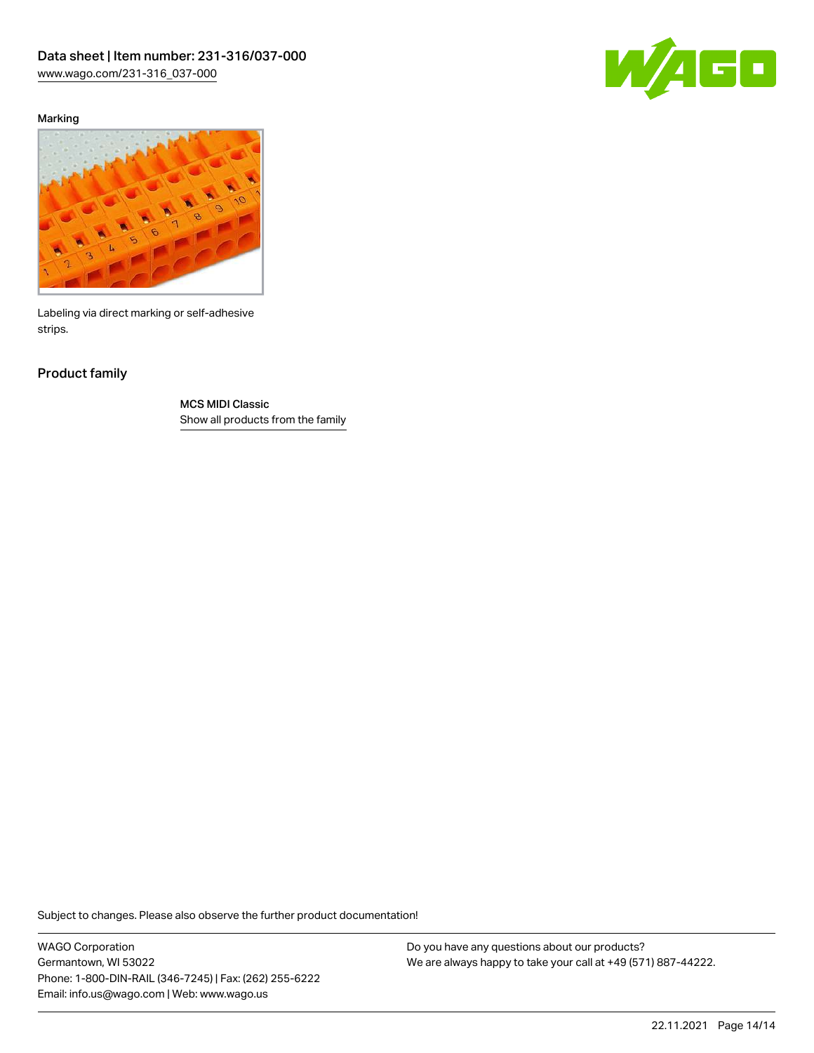Marking

Labeling via direct marking or self-adhesive strips.

## Product family

MCS MIDI Classic
Show all products from the family

Subject to changes. Please also observe the further product documentation!

WAGO Corporation
Germantown, WI 53022
Phone: 1-800-DIN-RAIL (346-7245) | Fax: (262) 255-6222
Email: info.us@wago.com | Web: www.wago.us

Do you have any questions about our products?
We are always happy to take your call at +49 (571) 887-44222.